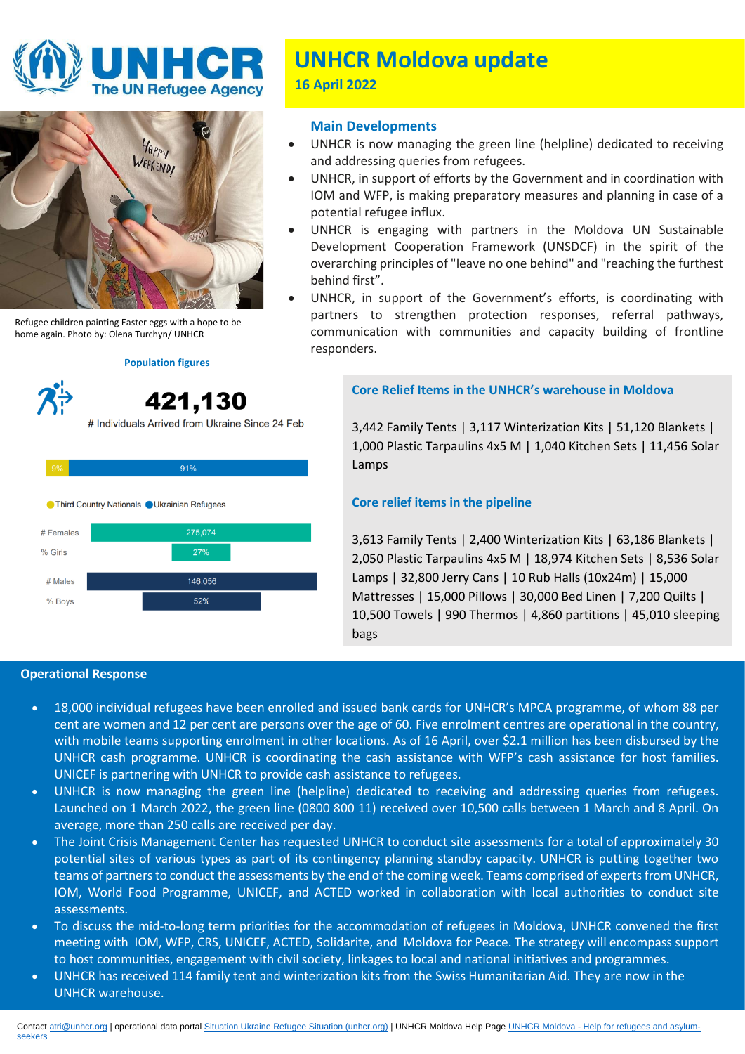# UNHCR Moldova update

**16 April 2022**

Refugee children painting Easter eggs with a hope to be home again. Photo by: Olena Turchyn/ UNHCR

## Main Developments

- UNHCR is now managing the green line (helpline) dedicated to receiving and addressing queries from refugees.
- UNHCR, in support of efforts by the Government and in coordination with IOM and WFP, is making preparatory measures and planning in case of a potential refugee influx.
- UNHCR is engaging with partners in the Moldova UN Sustainable Development Cooperation Framework (UNSDCF) in the spirit of the overarching principles of "leave no one behind" and "reaching the furthest behind first".
- UNHCR, in support of the Government's efforts, is coordinating with partners to strengthen protection responses, referral pathways, communication with communities and capacity building of frontline responders.

### Population figures

**421,130**

# Individuals Arrived from Ukraine Since 24 Feb

Third Country Nationals: 9% | Ukrainian Refugees: 91%

| | |
|---|---|
| # Females | 275,074 |
| % Girls | 27% |
| # Males | 146,056 |
| % Boys | 52% |

### Core Relief Items in the UNHCR's warehouse in Moldova

3,442 Family Tents | 3,117 Winterization Kits | 51,120 Blankets | 1,000 Plastic Tarpaulins 4x5 M | 1,040 Kitchen Sets | 11,456 Solar Lamps

### Core relief items in the pipeline

3,613 Family Tents | 2,400 Winterization Kits | 63,186 Blankets | 2,050 Plastic Tarpaulins 4x5 M | 18,974 Kitchen Sets | 8,536 Solar Lamps | 32,800 Jerry Cans | 10 Rub Halls (10x24m) | 15,000 Mattresses | 15,000 Pillows | 30,000 Bed Linen | 7,200 Quilts | 10,500 Towels | 990 Thermos | 4,860 partitions | 45,010 sleeping bags

## Operational Response

- 18,000 individual refugees have been enrolled and issued bank cards for UNHCR's MPCA programme, of whom 88 per cent are women and 12 per cent are persons over the age of 60. Five enrolment centres are operational in the country, with mobile teams supporting enrolment in other locations. As of 16 April, over $2.1 million has been disbursed by the UNHCR cash programme. UNHCR is coordinating the cash assistance with WFP's cash assistance for host families. UNICEF is partnering with UNHCR to provide cash assistance to refugees.
- UNHCR is now managing the green line (helpline) dedicated to receiving and addressing queries from refugees. Launched on 1 March 2022, the green line (0800 800 11) received over 10,500 calls between 1 March and 8 April. On average, more than 250 calls are received per day.
- The Joint Crisis Management Center has requested UNHCR to conduct site assessments for a total of approximately 30 potential sites of various types as part of its contingency planning standby capacity. UNHCR is putting together two teams of partners to conduct the assessments by the end of the coming week. Teams comprised of experts from UNHCR, IOM, World Food Programme, UNICEF, and ACTED worked in collaboration with local authorities to conduct site assessments.
- To discuss the mid-to-long term priorities for the accommodation of refugees in Moldova, UNHCR convened the first meeting with IOM, WFP, CRS, UNICEF, ACTED, Solidarite, and Moldova for Peace. The strategy will encompass support to host communities, engagement with civil society, linkages to local and national initiatives and programmes.
- UNHCR has received 114 family tent and winterization kits from the Swiss Humanitarian Aid. They are now in the UNHCR warehouse.

Contact atri@unhcr.org | operational data portal Situation Ukraine Refugee Situation (unhcr.org) | UNHCR Moldova Help Page UNHCR Moldova - Help for refugees and asylum-seekers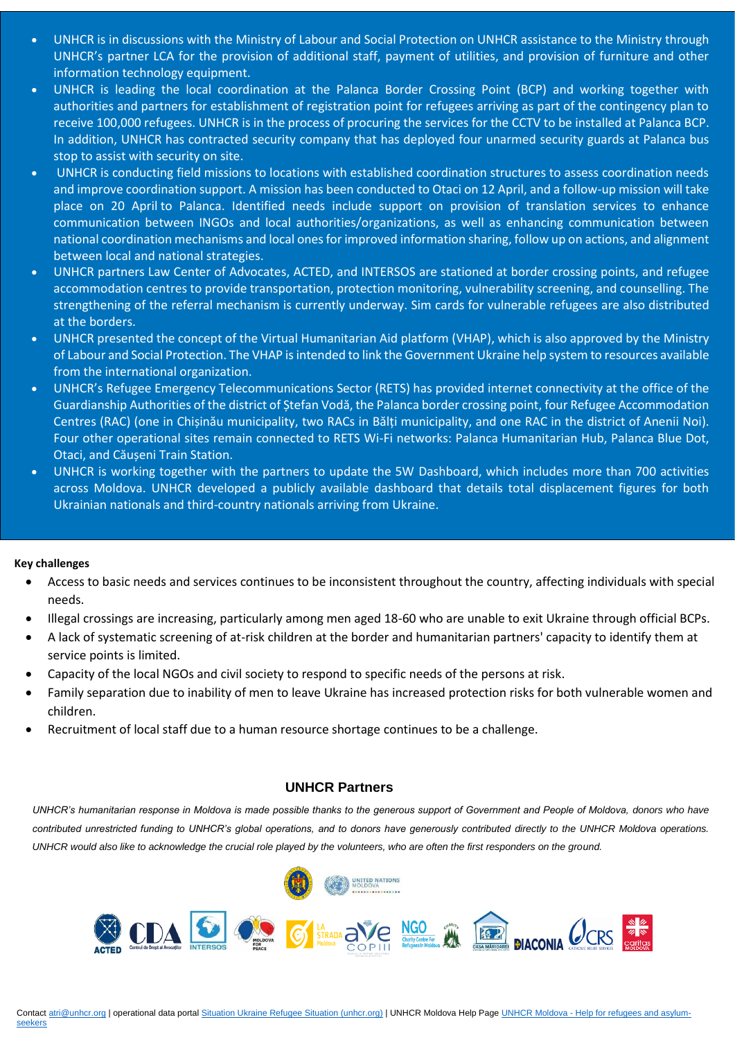- UNHCR is in discussions with the Ministry of Labour and Social Protection on UNHCR assistance to the Ministry through UNHCR's partner LCA for the provision of additional staff, payment of utilities, and provision of furniture and other information technology equipment.
- UNHCR is leading the local coordination at the Palanca Border Crossing Point (BCP) and working together with authorities and partners for establishment of registration point for refugees arriving as part of the contingency plan to receive 100,000 refugees. UNHCR is in the process of procuring the services for the CCTV to be installed at Palanca BCP. In addition, UNHCR has contracted security company that has deployed four unarmed security guards at Palanca bus stop to assist with security on site.
- UNHCR is conducting field missions to locations with established coordination structures to assess coordination needs and improve coordination support. A mission has been conducted to Otaci on 12 April, and a follow-up mission will take place on 20 April to Palanca. Identified needs include support on provision of translation services to enhance communication between INGOs and local authorities/organizations, as well as enhancing communication between national coordination mechanisms and local ones for improved information sharing, follow up on actions, and alignment between local and national strategies.
- UNHCR partners Law Center of Advocates, ACTED, and INTERSOS are stationed at border crossing points, and refugee accommodation centres to provide transportation, protection monitoring, vulnerability screening, and counselling. The strengthening of the referral mechanism is currently underway. Sim cards for vulnerable refugees are also distributed at the borders.
- UNHCR presented the concept of the Virtual Humanitarian Aid platform (VHAP), which is also approved by the Ministry of Labour and Social Protection. The VHAP is intended to link the Government Ukraine help system to resources available from the international organization.
- UNHCR's Refugee Emergency Telecommunications Sector (RETS) has provided internet connectivity at the office of the Guardianship Authorities of the district of Ștefan Vodă, the Palanca border crossing point, four Refugee Accommodation Centres (RAC) (one in Chișinău municipality, two RACs in Bălți municipality, and one RAC in the district of Anenii Noi). Four other operational sites remain connected to RETS Wi-Fi networks: Palanca Humanitarian Hub, Palanca Blue Dot, Otaci, and Căușeni Train Station.
- UNHCR is working together with the partners to update the 5W Dashboard, which includes more than 700 activities across Moldova. UNHCR developed a publicly available dashboard that details total displacement figures for both Ukrainian nationals and third-country nationals arriving from Ukraine.

**Key challenges**

- Access to basic needs and services continues to be inconsistent throughout the country, affecting individuals with special needs.
- Illegal crossings are increasing, particularly among men aged 18-60 who are unable to exit Ukraine through official BCPs.
- A lack of systematic screening of at-risk children at the border and humanitarian partners' capacity to identify them at service points is limited.
- Capacity of the local NGOs and civil society to respond to specific needs of the persons at risk.
- Family separation due to inability of men to leave Ukraine has increased protection risks for both vulnerable women and children.
- Recruitment of local staff due to a human resource shortage continues to be a challenge.

## UNHCR Partners

*UNHCR's humanitarian response in Moldova is made possible thanks to the generous support of Government and People of Moldova, donors who have contributed unrestricted funding to UNHCR's global operations, and to donors have generously contributed directly to the UNHCR Moldova operations. UNHCR would also like to acknowledge the crucial role played by the volunteers, who are often the first responders on the ground.*

Contact atri@unhcr.org | operational data portal Situation Ukraine Refugee Situation (unhcr.org) | UNHCR Moldova Help Page UNHCR Moldova - Help for refugees and asylum-seekers